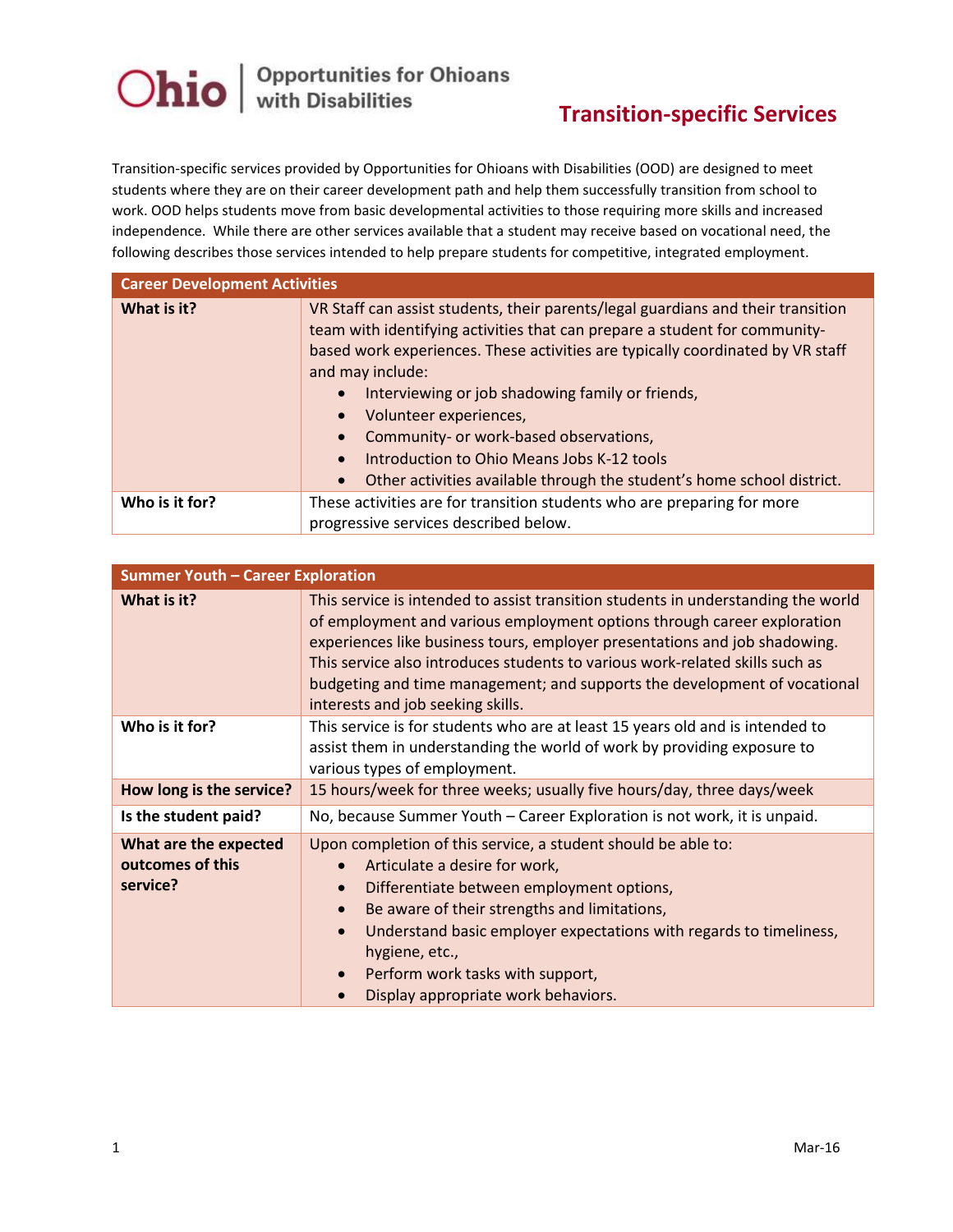Ohio | Opportunities for Ohioans with Disabilities

# Transition-specific Services

Transition-specific services provided by Opportunities for Ohioans with Disabilities (OOD) are designed to meet students where they are on their career development path and help them successfully transition from school to work. OOD helps students move from basic developmental activities to those requiring more skills and increased independence. While there are other services available that a student may receive based on vocational need, the following describes those services intended to help prepare students for competitive, integrated employment.

| Career Development Activities | |
|---|---|
| **What is it?** | VR Staff can assist students, their parents/legal guardians and their transition team with identifying activities that can prepare a student for community-based work experiences. These activities are typically coordinated by VR staff and may include:<br>• Interviewing or job shadowing family or friends,<br>• Volunteer experiences,<br>• Community- or work-based observations,<br>• Introduction to Ohio Means Jobs K-12 tools<br>• Other activities available through the student's home school district. |
| **Who is it for?** | These activities are for transition students who are preparing for more progressive services described below. |

| Summer Youth – Career Exploration | |
|---|---|
| **What is it?** | This service is intended to assist transition students in understanding the world of employment and various employment options through career exploration experiences like business tours, employer presentations and job shadowing. This service also introduces students to various work-related skills such as budgeting and time management; and supports the development of vocational interests and job seeking skills. |
| **Who is it for?** | This service is for students who are at least 15 years old and is intended to assist them in understanding the world of work by providing exposure to various types of employment. |
| **How long is the service?** | 15 hours/week for three weeks; usually five hours/day, three days/week |
| **Is the student paid?** | No, because Summer Youth – Career Exploration is not work, it is unpaid. |
| **What are the expected outcomes of this service?** | Upon completion of this service, a student should be able to:<br>• Articulate a desire for work,<br>• Differentiate between employment options,<br>• Be aware of their strengths and limitations,<br>• Understand basic employer expectations with regards to timeliness, hygiene, etc.,<br>• Perform work tasks with support,<br>• Display appropriate work behaviors. |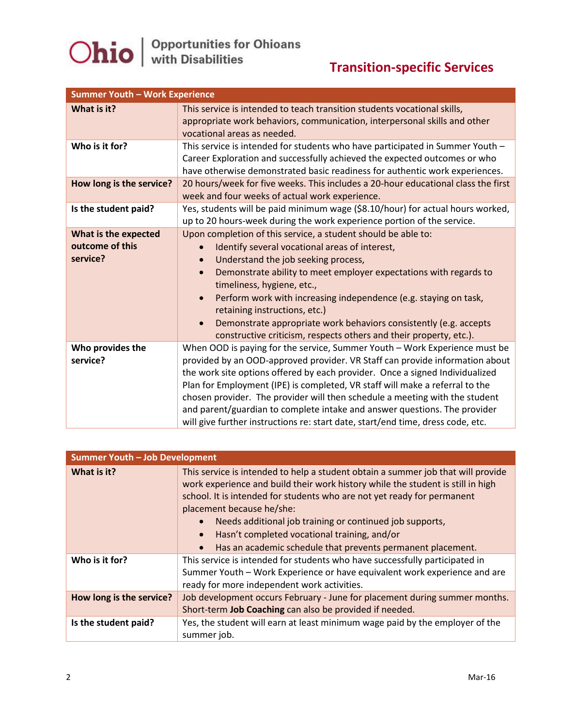Ohio | Opportunities for Ohioans with Disabilities

## Transition-specific Services

| Summer Youth – Work Experience | |
|---|---|
| **What is it?** | This service is intended to teach transition students vocational skills, appropriate work behaviors, communication, interpersonal skills and other vocational areas as needed. |
| **Who is it for?** | This service is intended for students who have participated in Summer Youth – Career Exploration and successfully achieved the expected outcomes or who have otherwise demonstrated basic readiness for authentic work experiences. |
| **How long is the service?** | 20 hours/week for five weeks. This includes a 20-hour educational class the first week and four weeks of actual work experience. |
| **Is the student paid?** | Yes, students will be paid minimum wage ($8.10/hour) for actual hours worked, up to 20 hours-week during the work experience portion of the service. |
| **What is the expected outcome of this service?** | Upon completion of this service, a student should be able to: <br>• Identify several vocational areas of interest, <br>• Understand the job seeking process, <br>• Demonstrate ability to meet employer expectations with regards to timeliness, hygiene, etc., <br>• Perform work with increasing independence (e.g. staying on task, retaining instructions, etc.) <br>• Demonstrate appropriate work behaviors consistently (e.g. accepts constructive criticism, respects others and their property, etc.). |
| **Who provides the service?** | When OOD is paying for the service, Summer Youth – Work Experience must be provided by an OOD-approved provider. VR Staff can provide information about the work site options offered by each provider. Once a signed Individualized Plan for Employment (IPE) is completed, VR staff will make a referral to the chosen provider. The provider will then schedule a meeting with the student and parent/guardian to complete intake and answer questions. The provider will give further instructions re: start date, start/end time, dress code, etc. |

| Summer Youth – Job Development | |
|---|---|
| **What is it?** | This service is intended to help a student obtain a summer job that will provide work experience and build their work history while the student is still in high school. It is intended for students who are not yet ready for permanent placement because he/she: <br>• Needs additional job training or continued job supports, <br>• Hasn't completed vocational training, and/or <br>• Has an academic schedule that prevents permanent placement. |
| **Who is it for?** | This service is intended for students who have successfully participated in Summer Youth – Work Experience or have equivalent work experience and are ready for more independent work activities. |
| **How long is the service?** | Job development occurs February - June for placement during summer months. Short-term **Job Coaching** can also be provided if needed. |
| **Is the student paid?** | Yes, the student will earn at least minimum wage paid by the employer of the summer job. |